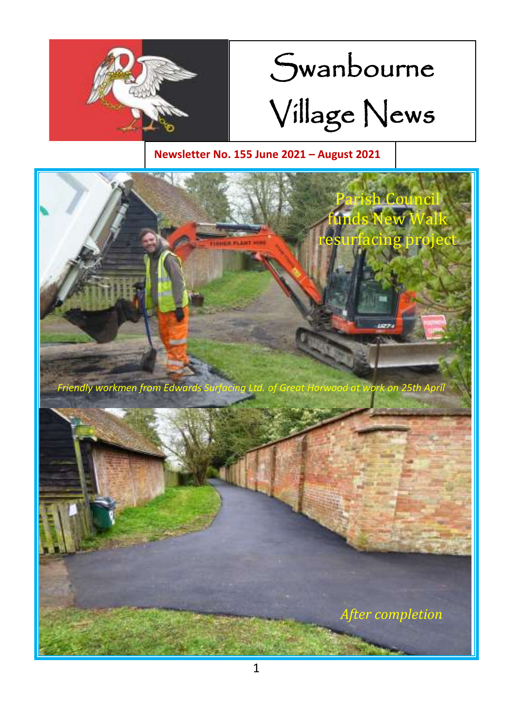# Swanbourne Village News

**Newsletter No. 155 June 2021 – August 2021**

## Parish Council funds New Walk resurfacing project

*Friendly workmen from Edwards Surfacing Ltd. of Great Horwood at work on 25th April*

*After completion*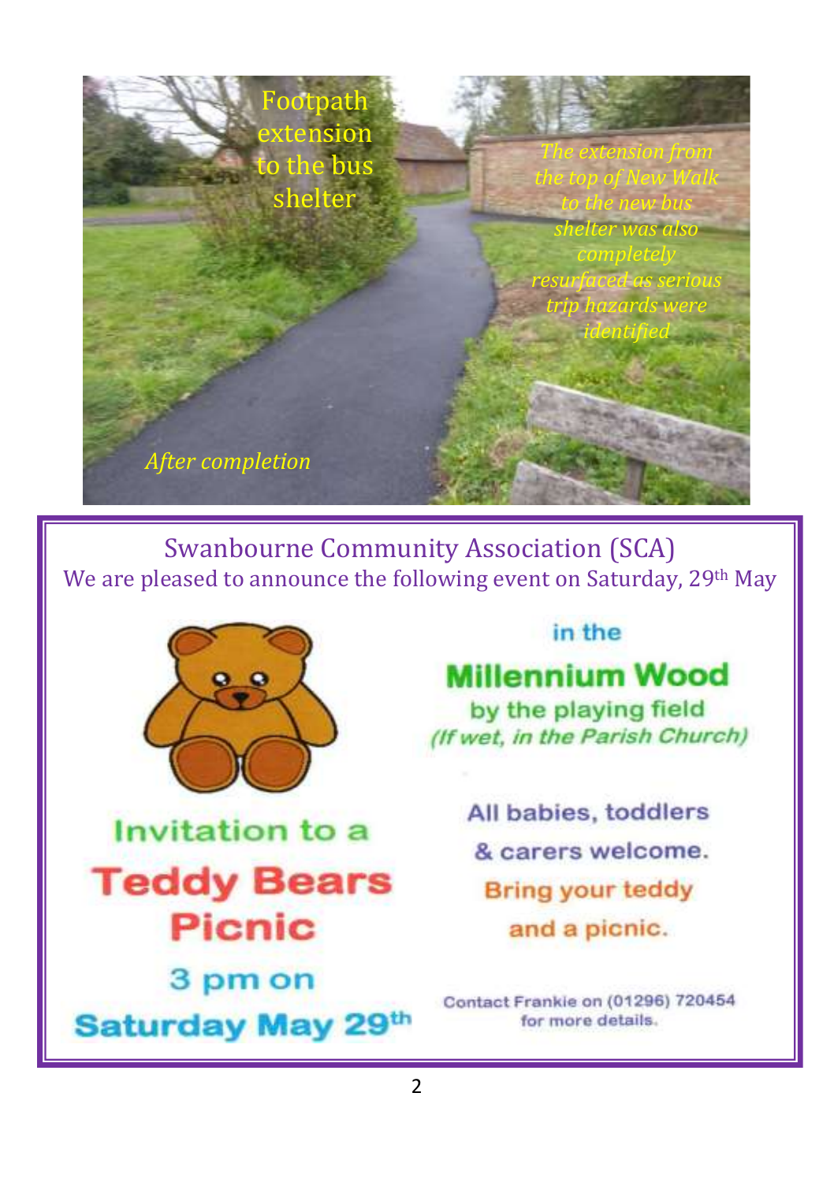Footpath extension to the bus shelter

*The extension from the top of New Walk to the new bus shelter was also completely resurfaced as serious trip hazards were identified*

*After completion*

## Swanbourne Community Association (SCA)

We are pleased to announce the following event on Saturday, 29th May

Invitation to a

# Teddy Bears Picnic

3 pm on

**Saturday May 29th**

in the

**Millennium Wood**

by the playing field

*(If wet, in the Parish Church)*

All babies, toddlers & carers welcome.

Bring your teddy and a picnic.

Contact Frankie on (01296) 720454 for more details.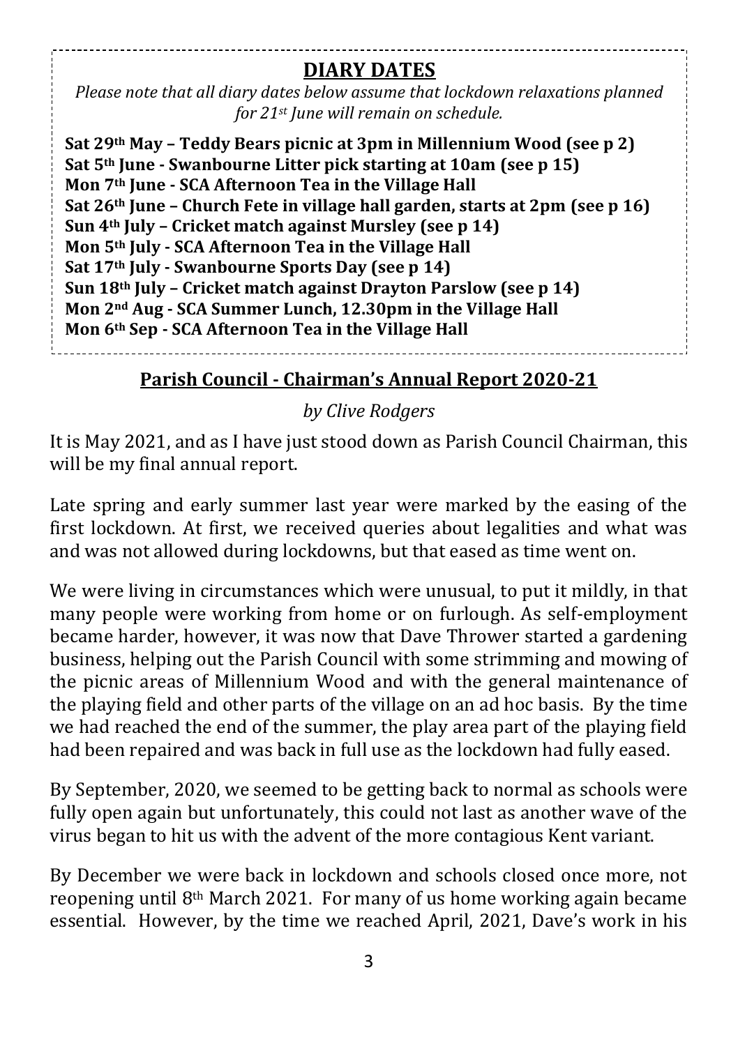## DIARY DATES

*Please note that all diary dates below assume that lockdown relaxations planned for 21st June will remain on schedule.*

**Sat 29th May – Teddy Bears picnic at 3pm in Millennium Wood (see p 2)**
**Sat 5th June - Swanbourne Litter pick starting at 10am (see p 15)**
**Mon 7th June - SCA Afternoon Tea in the Village Hall**
**Sat 26th June – Church Fete in village hall garden, starts at 2pm (see p 16)**
**Sun 4th July – Cricket match against Mursley (see p 14)**
**Mon 5th July - SCA Afternoon Tea in the Village Hall**
**Sat 17th July - Swanbourne Sports Day (see p 14)**
**Sun 18th July – Cricket match against Drayton Parslow (see p 14)**
**Mon 2nd Aug - SCA Summer Lunch, 12.30pm in the Village Hall**
**Mon 6th Sep - SCA Afternoon Tea in the Village Hall**

## Parish Council - Chairman's Annual Report 2020-21

*by Clive Rodgers*

It is May 2021, and as I have just stood down as Parish Council Chairman, this will be my final annual report.

Late spring and early summer last year were marked by the easing of the first lockdown. At first, we received queries about legalities and what was and was not allowed during lockdowns, but that eased as time went on.

We were living in circumstances which were unusual, to put it mildly, in that many people were working from home or on furlough. As self-employment became harder, however, it was now that Dave Thrower started a gardening business, helping out the Parish Council with some strimming and mowing of the picnic areas of Millennium Wood and with the general maintenance of the playing field and other parts of the village on an ad hoc basis. By the time we had reached the end of the summer, the play area part of the playing field had been repaired and was back in full use as the lockdown had fully eased.

By September, 2020, we seemed to be getting back to normal as schools were fully open again but unfortunately, this could not last as another wave of the virus began to hit us with the advent of the more contagious Kent variant.

By December we were back in lockdown and schools closed once more, not reopening until 8th March 2021. For many of us home working again became essential. However, by the time we reached April, 2021, Dave's work in his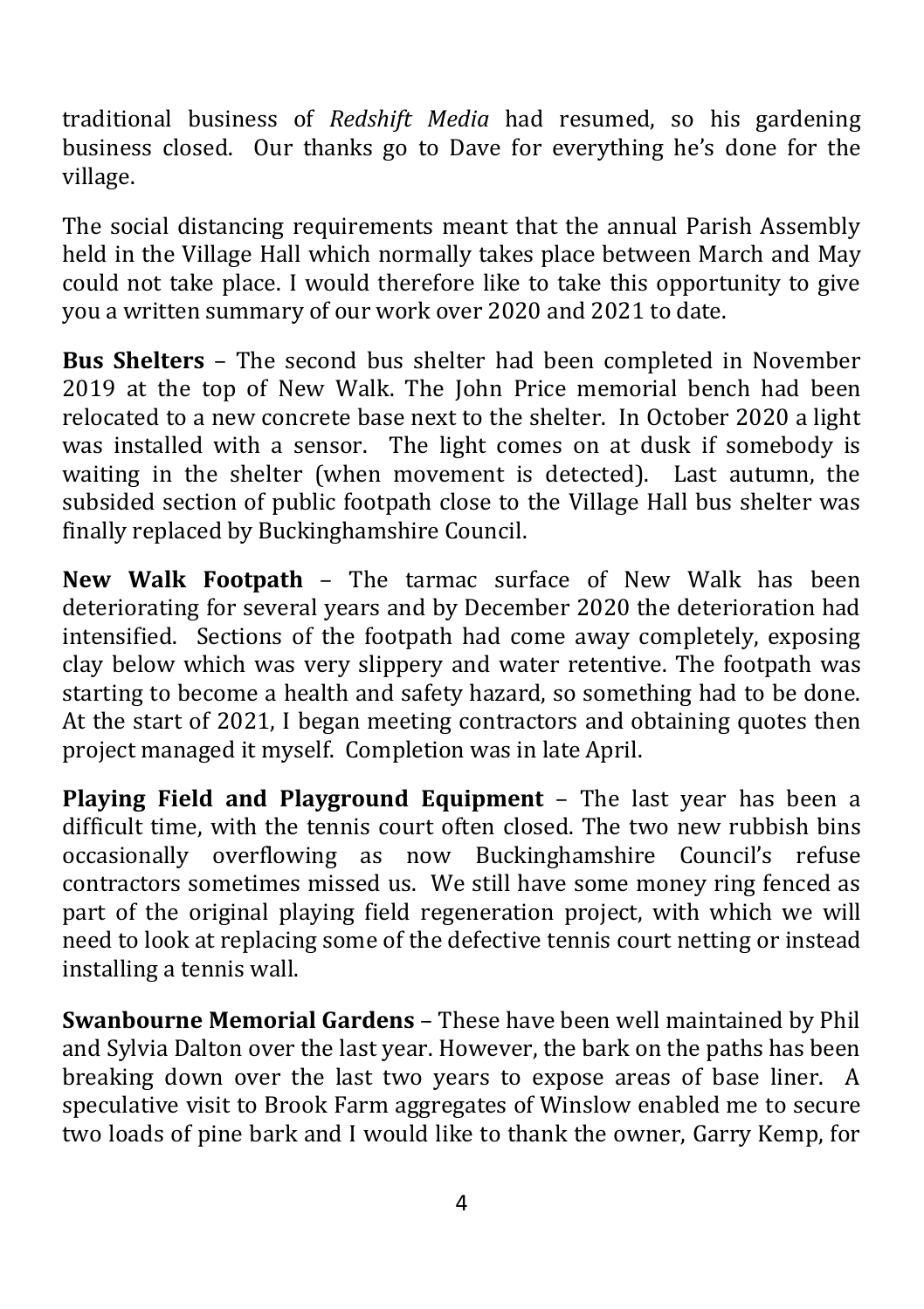traditional business of *Redshift Media* had resumed, so his gardening business closed. Our thanks go to Dave for everything he's done for the village.

The social distancing requirements meant that the annual Parish Assembly held in the Village Hall which normally takes place between March and May could not take place. I would therefore like to take this opportunity to give you a written summary of our work over 2020 and 2021 to date.

**Bus Shelters** – The second bus shelter had been completed in November 2019 at the top of New Walk. The John Price memorial bench had been relocated to a new concrete base next to the shelter. In October 2020 a light was installed with a sensor. The light comes on at dusk if somebody is waiting in the shelter (when movement is detected). Last autumn, the subsided section of public footpath close to the Village Hall bus shelter was finally replaced by Buckinghamshire Council.

**New Walk Footpath** – The tarmac surface of New Walk has been deteriorating for several years and by December 2020 the deterioration had intensified. Sections of the footpath had come away completely, exposing clay below which was very slippery and water retentive. The footpath was starting to become a health and safety hazard, so something had to be done. At the start of 2021, I began meeting contractors and obtaining quotes then project managed it myself. Completion was in late April.

**Playing Field and Playground Equipment** – The last year has been a difficult time, with the tennis court often closed. The two new rubbish bins occasionally overflowing as now Buckinghamshire Council's refuse contractors sometimes missed us. We still have some money ring fenced as part of the original playing field regeneration project, with which we will need to look at replacing some of the defective tennis court netting or instead installing a tennis wall.

**Swanbourne Memorial Gardens** – These have been well maintained by Phil and Sylvia Dalton over the last year. However, the bark on the paths has been breaking down over the last two years to expose areas of base liner. A speculative visit to Brook Farm aggregates of Winslow enabled me to secure two loads of pine bark and I would like to thank the owner, Garry Kemp, for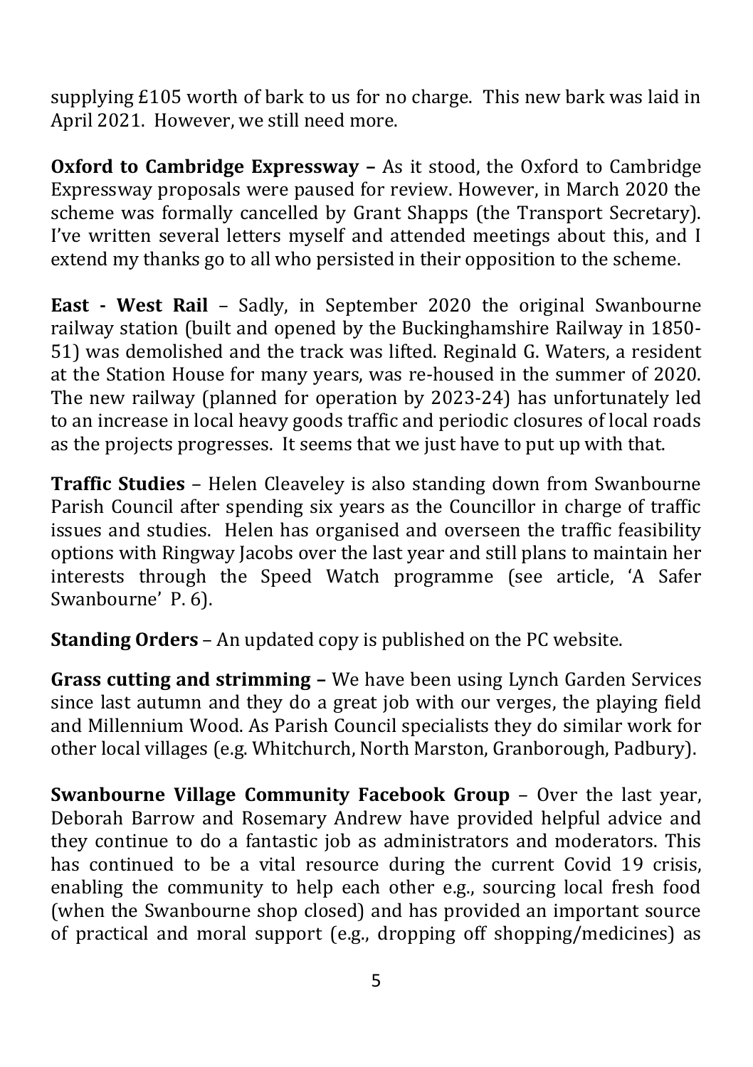supplying £105 worth of bark to us for no charge. This new bark was laid in April 2021. However, we still need more.

**Oxford to Cambridge Expressway –** As it stood, the Oxford to Cambridge Expressway proposals were paused for review. However, in March 2020 the scheme was formally cancelled by Grant Shapps (the Transport Secretary). I've written several letters myself and attended meetings about this, and I extend my thanks go to all who persisted in their opposition to the scheme.

**East - West Rail** – Sadly, in September 2020 the original Swanbourne railway station (built and opened by the Buckinghamshire Railway in 1850-51) was demolished and the track was lifted. Reginald G. Waters, a resident at the Station House for many years, was re-housed in the summer of 2020. The new railway (planned for operation by 2023-24) has unfortunately led to an increase in local heavy goods traffic and periodic closures of local roads as the projects progresses. It seems that we just have to put up with that.

**Traffic Studies** – Helen Cleaveley is also standing down from Swanbourne Parish Council after spending six years as the Councillor in charge of traffic issues and studies. Helen has organised and overseen the traffic feasibility options with Ringway Jacobs over the last year and still plans to maintain her interests through the Speed Watch programme (see article, 'A Safer Swanbourne' P. 6).

**Standing Orders** – An updated copy is published on the PC website.

**Grass cutting and strimming –** We have been using Lynch Garden Services since last autumn and they do a great job with our verges, the playing field and Millennium Wood. As Parish Council specialists they do similar work for other local villages (e.g. Whitchurch, North Marston, Granborough, Padbury).

**Swanbourne Village Community Facebook Group** – Over the last year, Deborah Barrow and Rosemary Andrew have provided helpful advice and they continue to do a fantastic job as administrators and moderators. This has continued to be a vital resource during the current Covid 19 crisis, enabling the community to help each other e.g., sourcing local fresh food (when the Swanbourne shop closed) and has provided an important source of practical and moral support (e.g., dropping off shopping/medicines) as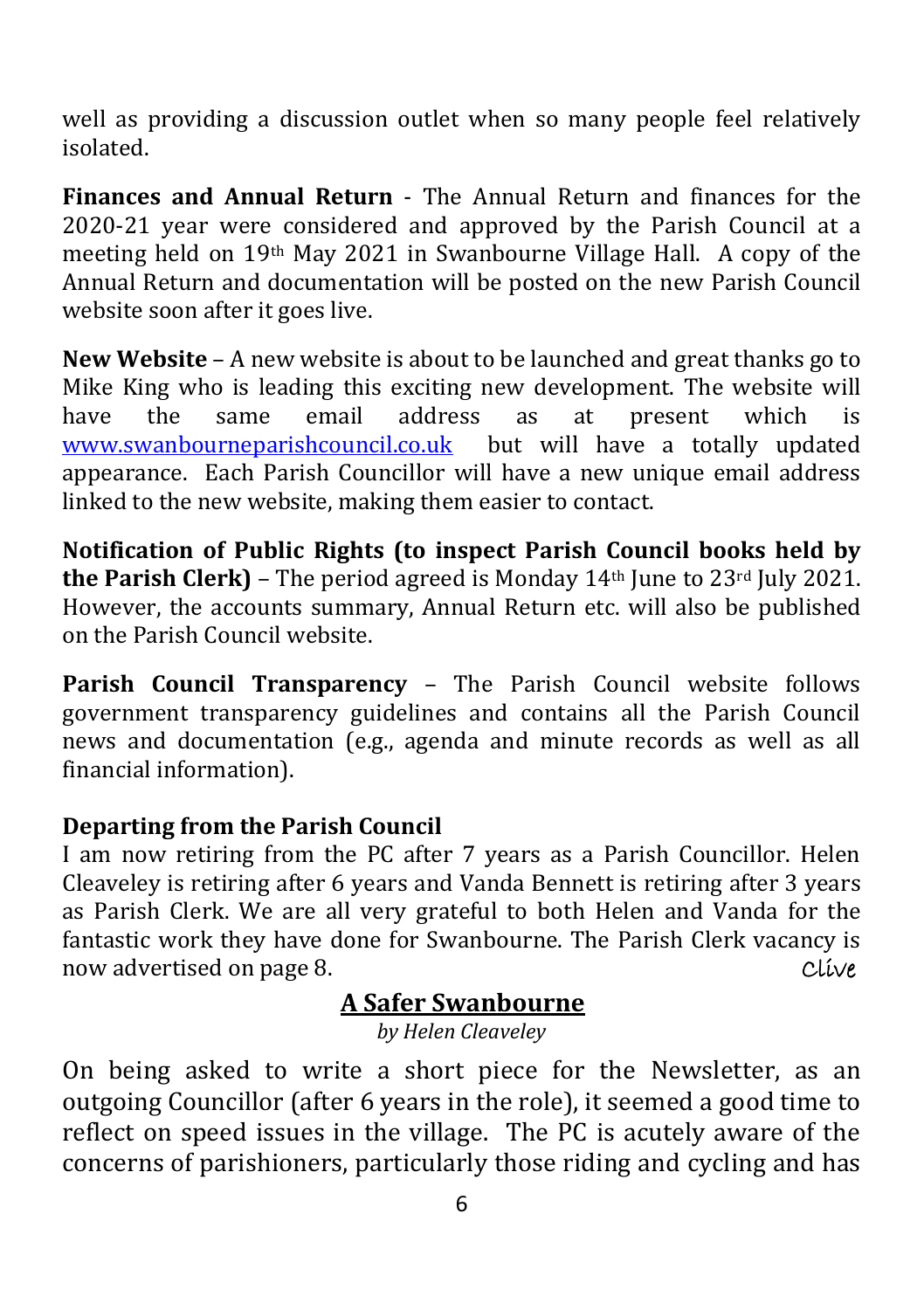well as providing a discussion outlet when so many people feel relatively isolated.

**Finances and Annual Return** - The Annual Return and finances for the 2020-21 year were considered and approved by the Parish Council at a meeting held on 19th May 2021 in Swanbourne Village Hall. A copy of the Annual Return and documentation will be posted on the new Parish Council website soon after it goes live.

**New Website** – A new website is about to be launched and great thanks go to Mike King who is leading this exciting new development. The website will have the same email address as at present which is www.swanbourneparishcouncil.co.uk but will have a totally updated appearance. Each Parish Councillor will have a new unique email address linked to the new website, making them easier to contact.

**Notification of Public Rights (to inspect Parish Council books held by the Parish Clerk)** – The period agreed is Monday 14th June to 23rd July 2021. However, the accounts summary, Annual Return etc. will also be published on the Parish Council website.

**Parish Council Transparency** – The Parish Council website follows government transparency guidelines and contains all the Parish Council news and documentation (e.g., agenda and minute records as well as all financial information).

**Departing from the Parish Council**

I am now retiring from the PC after 7 years as a Parish Councillor. Helen Cleaveley is retiring after 6 years and Vanda Bennett is retiring after 3 years as Parish Clerk. We are all very grateful to both Helen and Vanda for the fantastic work they have done for Swanbourne. The Parish Clerk vacancy is now advertised on page 8.

Clive

## A Safer Swanbourne

*by Helen Cleaveley*

On being asked to write a short piece for the Newsletter, as an outgoing Councillor (after 6 years in the role), it seemed a good time to reflect on speed issues in the village. The PC is acutely aware of the concerns of parishioners, particularly those riding and cycling and has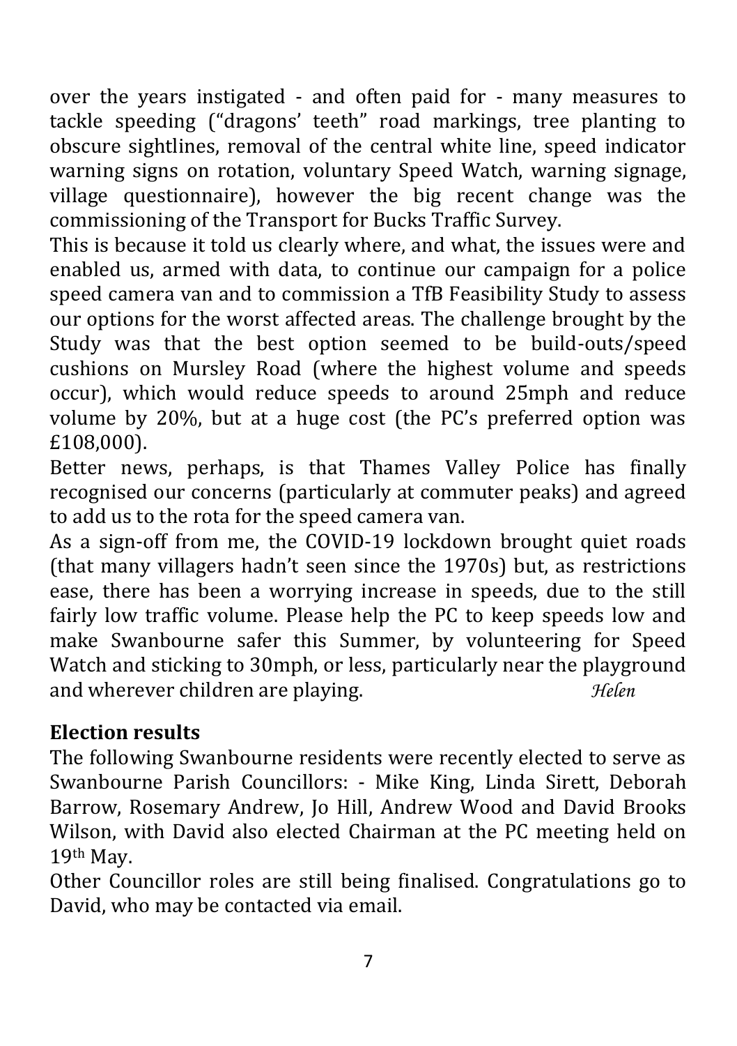over the years instigated - and often paid for - many measures to tackle speeding ("dragons' teeth" road markings, tree planting to obscure sightlines, removal of the central white line, speed indicator warning signs on rotation, voluntary Speed Watch, warning signage, village questionnaire), however the big recent change was the commissioning of the Transport for Bucks Traffic Survey.

This is because it told us clearly where, and what, the issues were and enabled us, armed with data, to continue our campaign for a police speed camera van and to commission a TfB Feasibility Study to assess our options for the worst affected areas. The challenge brought by the Study was that the best option seemed to be build-outs/speed cushions on Mursley Road (where the highest volume and speeds occur), which would reduce speeds to around 25mph and reduce volume by 20%, but at a huge cost (the PC's preferred option was £108,000).

Better news, perhaps, is that Thames Valley Police has finally recognised our concerns (particularly at commuter peaks) and agreed to add us to the rota for the speed camera van.

As a sign-off from me, the COVID-19 lockdown brought quiet roads (that many villagers hadn't seen since the 1970s) but, as restrictions ease, there has been a worrying increase in speeds, due to the still fairly low traffic volume. Please help the PC to keep speeds low and make Swanbourne safer this Summer, by volunteering for Speed Watch and sticking to 30mph, or less, particularly near the playground and wherever children are playing. *Helen*

## Election results

The following Swanbourne residents were recently elected to serve as Swanbourne Parish Councillors: - Mike King, Linda Sirett, Deborah Barrow, Rosemary Andrew, Jo Hill, Andrew Wood and David Brooks Wilson, with David also elected Chairman at the PC meeting held on 19th May.

Other Councillor roles are still being finalised. Congratulations go to David, who may be contacted via email.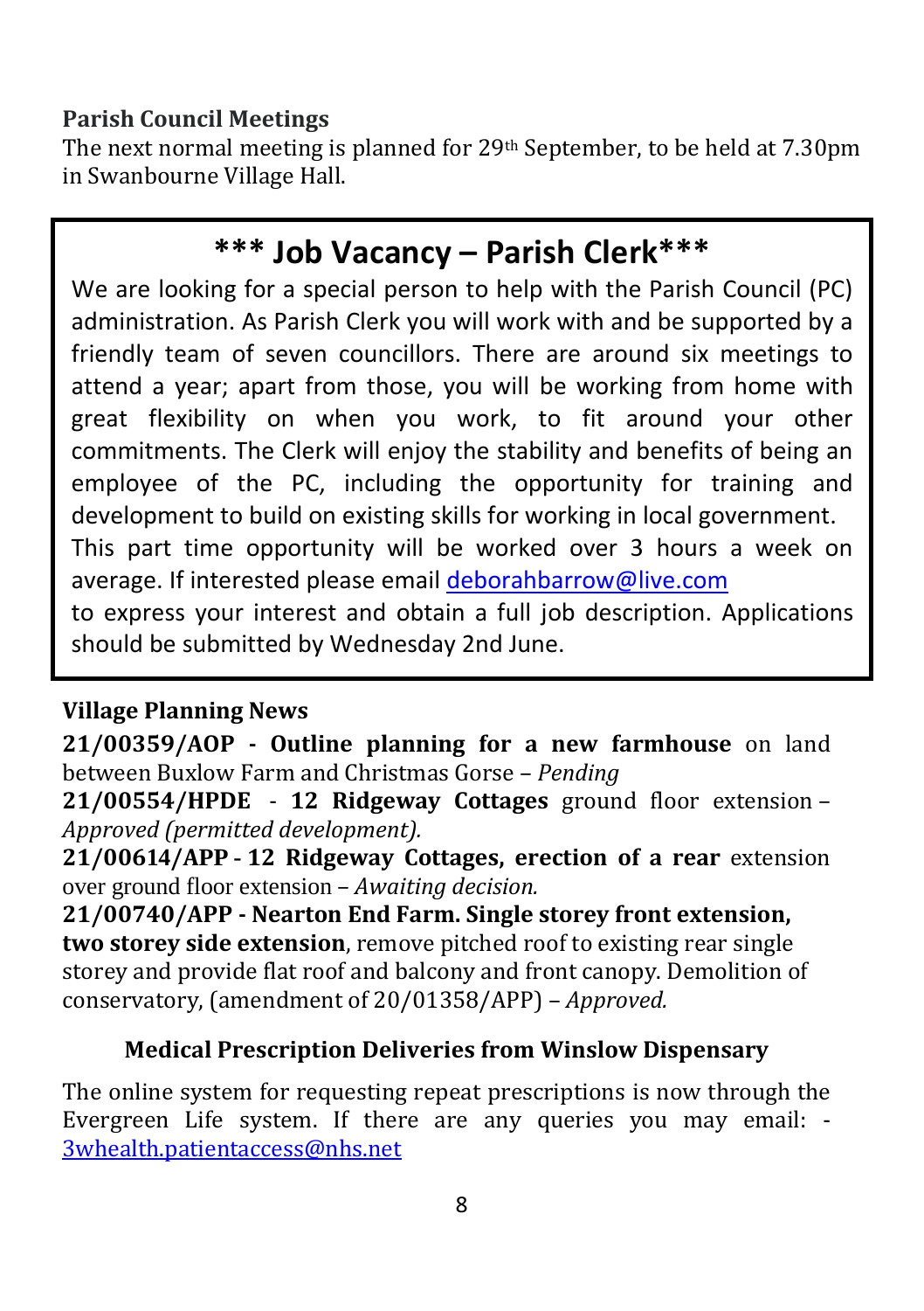**Parish Council Meetings**

The next normal meeting is planned for 29th September, to be held at 7.30pm in Swanbourne Village Hall.

## *** Job Vacancy – Parish Clerk***

We are looking for a special person to help with the Parish Council (PC) administration. As Parish Clerk you will work with and be supported by a friendly team of seven councillors. There are around six meetings to attend a year; apart from those, you will be working from home with great flexibility on when you work, to fit around your other commitments. The Clerk will enjoy the stability and benefits of being an employee of the PC, including the opportunity for training and development to build on existing skills for working in local government.

This part time opportunity will be worked over 3 hours a week on average. If interested please email deborahbarrow@live.com to express your interest and obtain a full job description. Applications should be submitted by Wednesday 2nd June.

**Village Planning News**

**21/00359/AOP - Outline planning for a new farmhouse** on land between Buxlow Farm and Christmas Gorse – *Pending*

**21/00554/HPDE - 12 Ridgeway Cottages** ground floor extension – *Approved (permitted development).*

**21/00614/APP - 12 Ridgeway Cottages, erection of a rear** extension over ground floor extension – *Awaiting decision.*

**21/00740/APP - Nearton End Farm. Single storey front extension, two storey side extension**, remove pitched roof to existing rear single storey and provide flat roof and balcony and front canopy. Demolition of conservatory, (amendment of 20/01358/APP) – *Approved.*

**Medical Prescription Deliveries from Winslow Dispensary**

The online system for requesting repeat prescriptions is now through the Evergreen Life system. If there are any queries you may email: - 3whealth.patientaccess@nhs.net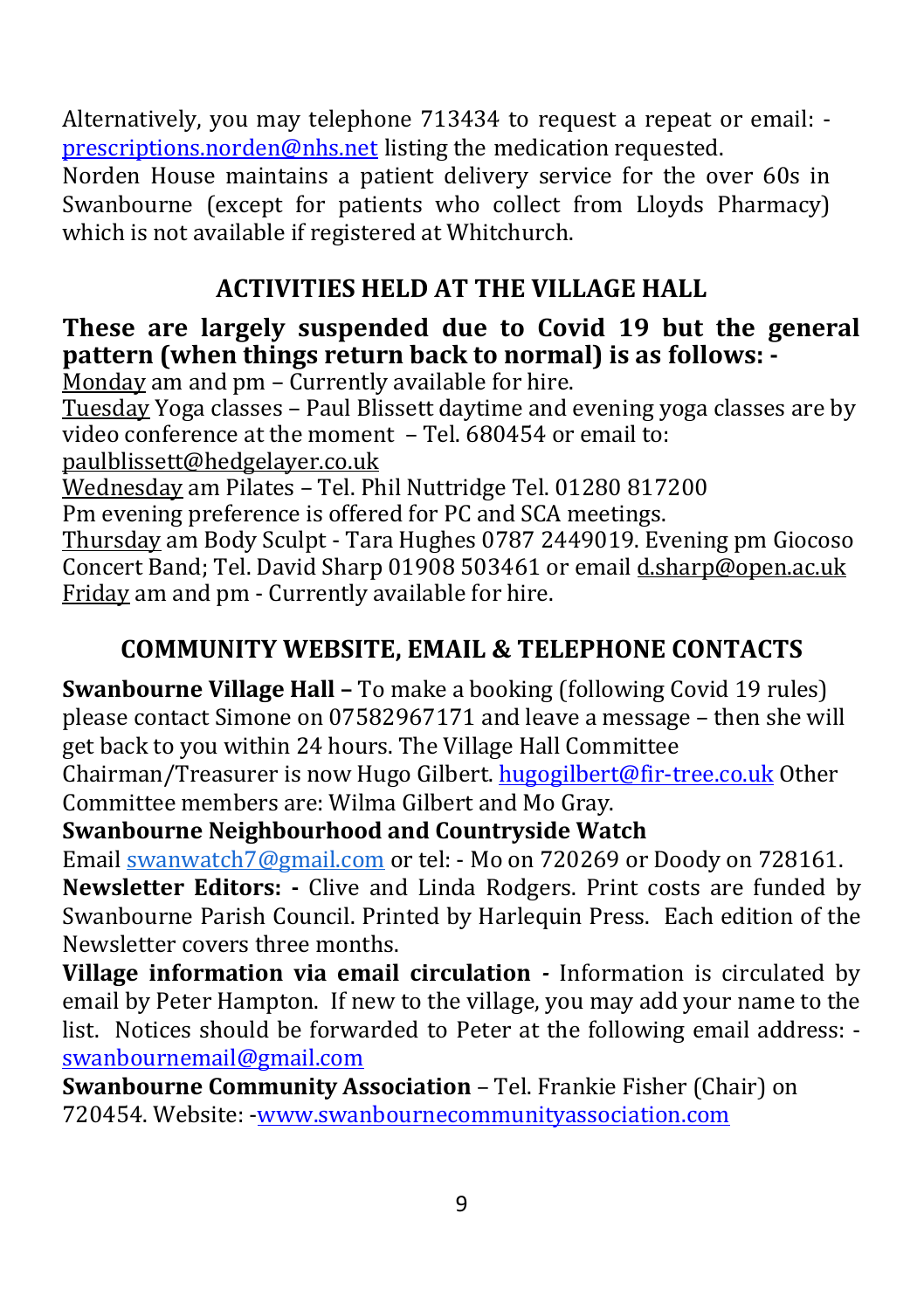Alternatively, you may telephone 713434 to request a repeat or email: - prescriptions.norden@nhs.net listing the medication requested.
Norden House maintains a patient delivery service for the over 60s in Swanbourne (except for patients who collect from Lloyds Pharmacy) which is not available if registered at Whitchurch.

## ACTIVITIES HELD AT THE VILLAGE HALL

**These are largely suspended due to Covid 19 but the general pattern (when things return back to normal) is as follows: -**

Monday am and pm – Currently available for hire.
Tuesday Yoga classes – Paul Blissett daytime and evening yoga classes are by video conference at the moment – Tel. 680454 or email to: paulblissett@hedgelayer.co.uk
Wednesday am Pilates – Tel. Phil Nuttridge Tel. 01280 817200
Pm evening preference is offered for PC and SCA meetings.
Thursday am Body Sculpt - Tara Hughes 0787 2449019. Evening pm Giocoso Concert Band; Tel. David Sharp 01908 503461 or email d.sharp@open.ac.uk
Friday am and pm - Currently available for hire.

## COMMUNITY WEBSITE, EMAIL & TELEPHONE CONTACTS

**Swanbourne Village Hall –** To make a booking (following Covid 19 rules) please contact Simone on 07582967171 and leave a message – then she will get back to you within 24 hours. The Village Hall Committee Chairman/Treasurer is now Hugo Gilbert. hugogilbert@fir-tree.co.uk Other Committee members are: Wilma Gilbert and Mo Gray.

**Swanbourne Neighbourhood and Countryside Watch**
Email swanwatch7@gmail.com or tel: - Mo on 720269 or Doody on 728161.

**Newsletter Editors: -** Clive and Linda Rodgers. Print costs are funded by Swanbourne Parish Council. Printed by Harlequin Press. Each edition of the Newsletter covers three months.

**Village information via email circulation -** Information is circulated by email by Peter Hampton. If new to the village, you may add your name to the list. Notices should be forwarded to Peter at the following email address: - swanbournemail@gmail.com

**Swanbourne Community Association** – Tel. Frankie Fisher (Chair) on 720454. Website: -www.swanbournecommunityassociation.com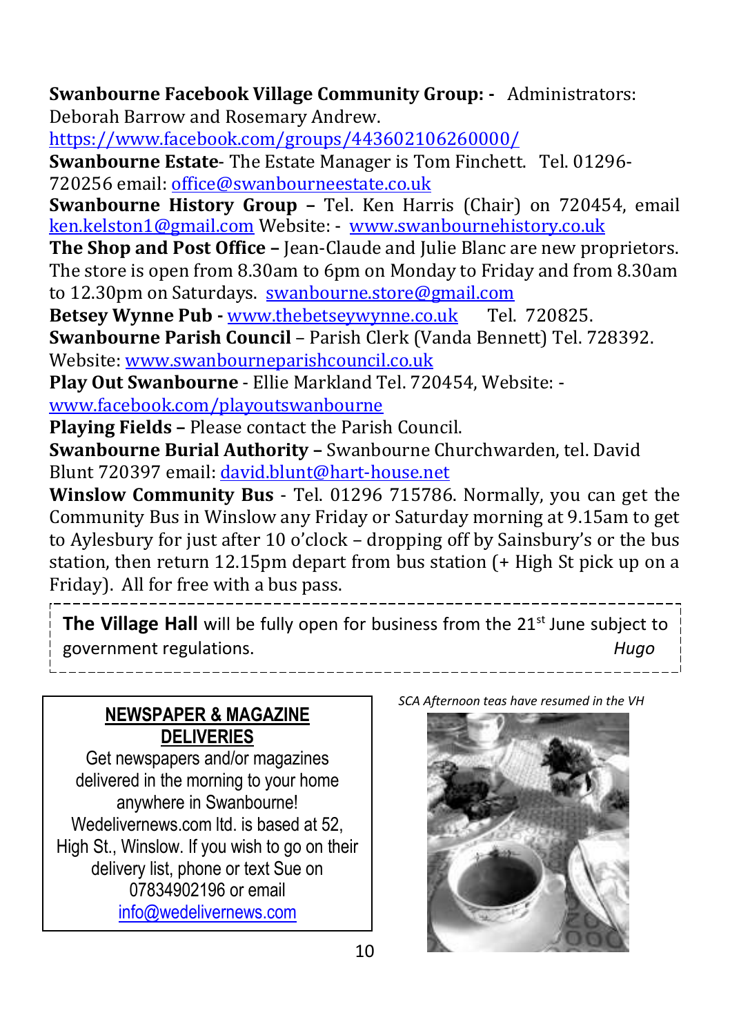**Swanbourne Facebook Village Community Group: -** Administrators: Deborah Barrow and Rosemary Andrew. https://www.facebook.com/groups/443602106260000/

**Swanbourne Estate**- The Estate Manager is Tom Finchett. Tel. 01296-720256 email: office@swanbourneestate.co.uk

**Swanbourne History Group –** Tel. Ken Harris (Chair) on 720454, email ken.kelston1@gmail.com Website: - www.swanbournehistory.co.uk

**The Shop and Post Office –** Jean-Claude and Julie Blanc are new proprietors. The store is open from 8.30am to 6pm on Monday to Friday and from 8.30am to 12.30pm on Saturdays. swanbourne.store@gmail.com

**Betsey Wynne Pub -** www.thebetseywynne.co.uk Tel. 720825.

**Swanbourne Parish Council** – Parish Clerk (Vanda Bennett) Tel. 728392. Website: www.swanbourneparishcouncil.co.uk

**Play Out Swanbourne** - Ellie Markland Tel. 720454, Website: - www.facebook.com/playoutswanbourne

**Playing Fields –** Please contact the Parish Council.

**Swanbourne Burial Authority –** Swanbourne Churchwarden, tel. David Blunt 720397 email: david.blunt@hart-house.net

**Winslow Community Bus** - Tel. 01296 715786. Normally, you can get the Community Bus in Winslow any Friday or Saturday morning at 9.15am to get to Aylesbury for just after 10 o'clock – dropping off by Sainsbury's or the bus station, then return 12.15pm depart from bus station (+ High St pick up on a Friday). All for free with a bus pass.

---

**The Village Hall** will be fully open for business from the 21st June subject to government regulations. *Hugo*

---

## NEWSPAPER & MAGAZINE DELIVERIES

Get newspapers and/or magazines delivered in the morning to your home anywhere in Swanbourne! Wedelivernews.com ltd. is based at 52, High St., Winslow. If you wish to go on their delivery list, phone or text Sue on 07834902196 or email info@wedelivernews.com

*SCA Afternoon teas have resumed in the VH*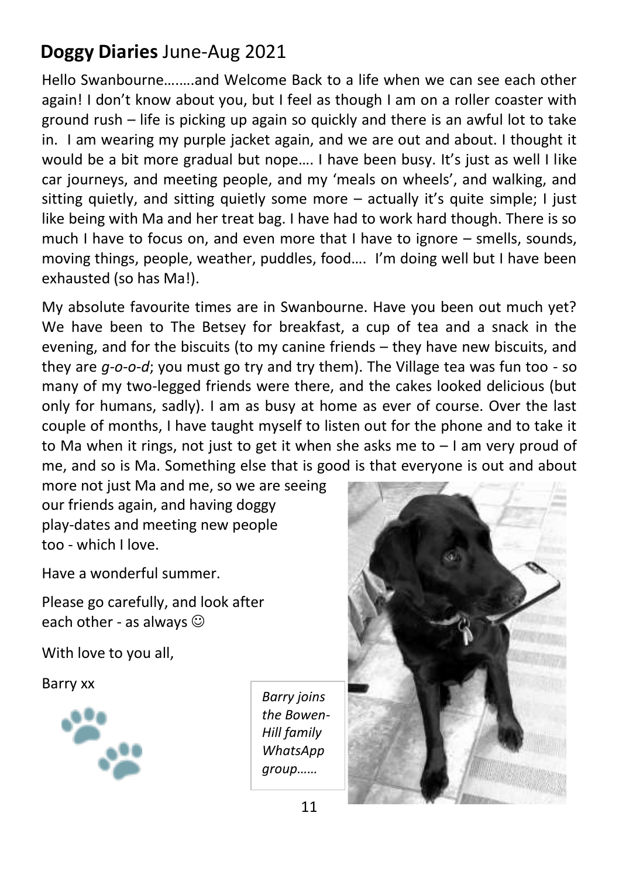## **Doggy Diaries** June-Aug 2021

Hello Swanbourne…..…and Welcome Back to a life when we can see each other again! I don't know about you, but I feel as though I am on a roller coaster with ground rush – life is picking up again so quickly and there is an awful lot to take in. I am wearing my purple jacket again, and we are out and about. I thought it would be a bit more gradual but nope…. I have been busy. It's just as well I like car journeys, and meeting people, and my 'meals on wheels', and walking, and sitting quietly, and sitting quietly some more – actually it's quite simple; I just like being with Ma and her treat bag. I have had to work hard though. There is so much I have to focus on, and even more that I have to ignore – smells, sounds, moving things, people, weather, puddles, food…. I'm doing well but I have been exhausted (so has Ma!).

My absolute favourite times are in Swanbourne. Have you been out much yet? We have been to The Betsey for breakfast, a cup of tea and a snack in the evening, and for the biscuits (to my canine friends – they have new biscuits, and they are *g-o-o-d*; you must go try and try them). The Village tea was fun too - so many of my two-legged friends were there, and the cakes looked delicious (but only for humans, sadly). I am as busy at home as ever of course. Over the last couple of months, I have taught myself to listen out for the phone and to take it to Ma when it rings, not just to get it when she asks me to – I am very proud of me, and so is Ma. Something else that is good is that everyone is out and about more not just Ma and me, so we are seeing our friends again, and having doggy play-dates and meeting new people too - which I love.

Have a wonderful summer.

Please go carefully, and look after each other - as always ☺

With love to you all,

Barry xx

*Barry joins the Bowen-Hill family WhatsApp group……*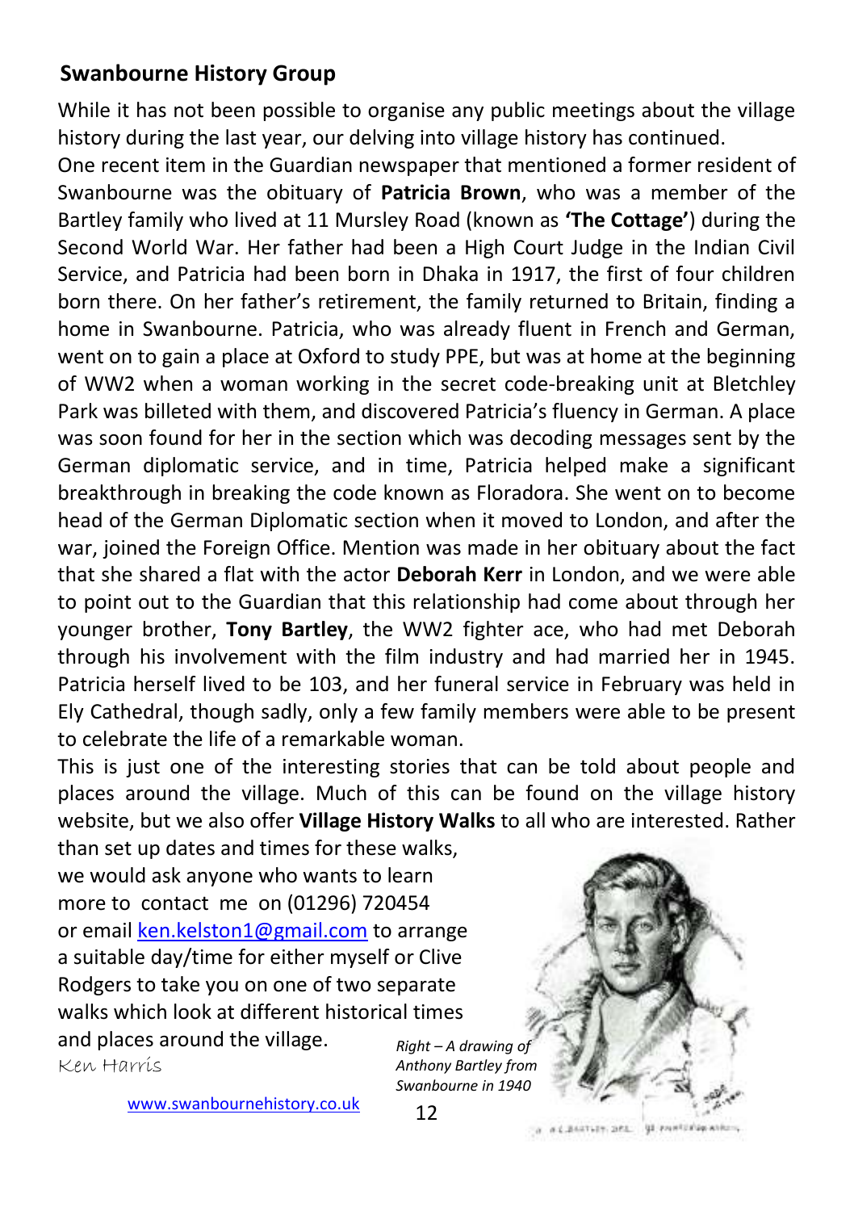## Swanbourne History Group

While it has not been possible to organise any public meetings about the village history during the last year, our delving into village history has continued.

One recent item in the Guardian newspaper that mentioned a former resident of Swanbourne was the obituary of **Patricia Brown**, who was a member of the Bartley family who lived at 11 Mursley Road (known as **'The Cottage'**) during the Second World War. Her father had been a High Court Judge in the Indian Civil Service, and Patricia had been born in Dhaka in 1917, the first of four children born there. On her father's retirement, the family returned to Britain, finding a home in Swanbourne. Patricia, who was already fluent in French and German, went on to gain a place at Oxford to study PPE, but was at home at the beginning of WW2 when a woman working in the secret code-breaking unit at Bletchley Park was billeted with them, and discovered Patricia's fluency in German. A place was soon found for her in the section which was decoding messages sent by the German diplomatic service, and in time, Patricia helped make a significant breakthrough in breaking the code known as Floradora. She went on to become head of the German Diplomatic section when it moved to London, and after the war, joined the Foreign Office. Mention was made in her obituary about the fact that she shared a flat with the actor **Deborah Kerr** in London, and we were able to point out to the Guardian that this relationship had come about through her younger brother, **Tony Bartley**, the WW2 fighter ace, who had met Deborah through his involvement with the film industry and had married her in 1945. Patricia herself lived to be 103, and her funeral service in February was held in Ely Cathedral, though sadly, only a few family members were able to be present to celebrate the life of a remarkable woman.

This is just one of the interesting stories that can be told about people and places around the village. Much of this can be found on the village history website, but we also offer **Village History Walks** to all who are interested. Rather than set up dates and times for these walks, we would ask anyone who wants to learn more to contact me on (01296) 720454 or email ken.kelston1@gmail.com to arrange a suitable day/time for either myself or Clive Rodgers to take you on one of two separate walks which look at different historical times and places around the village.

Ken Harris

*Right – A drawing of Anthony Bartley from Swanbourne in 1940*

www.swanbournehistory.co.uk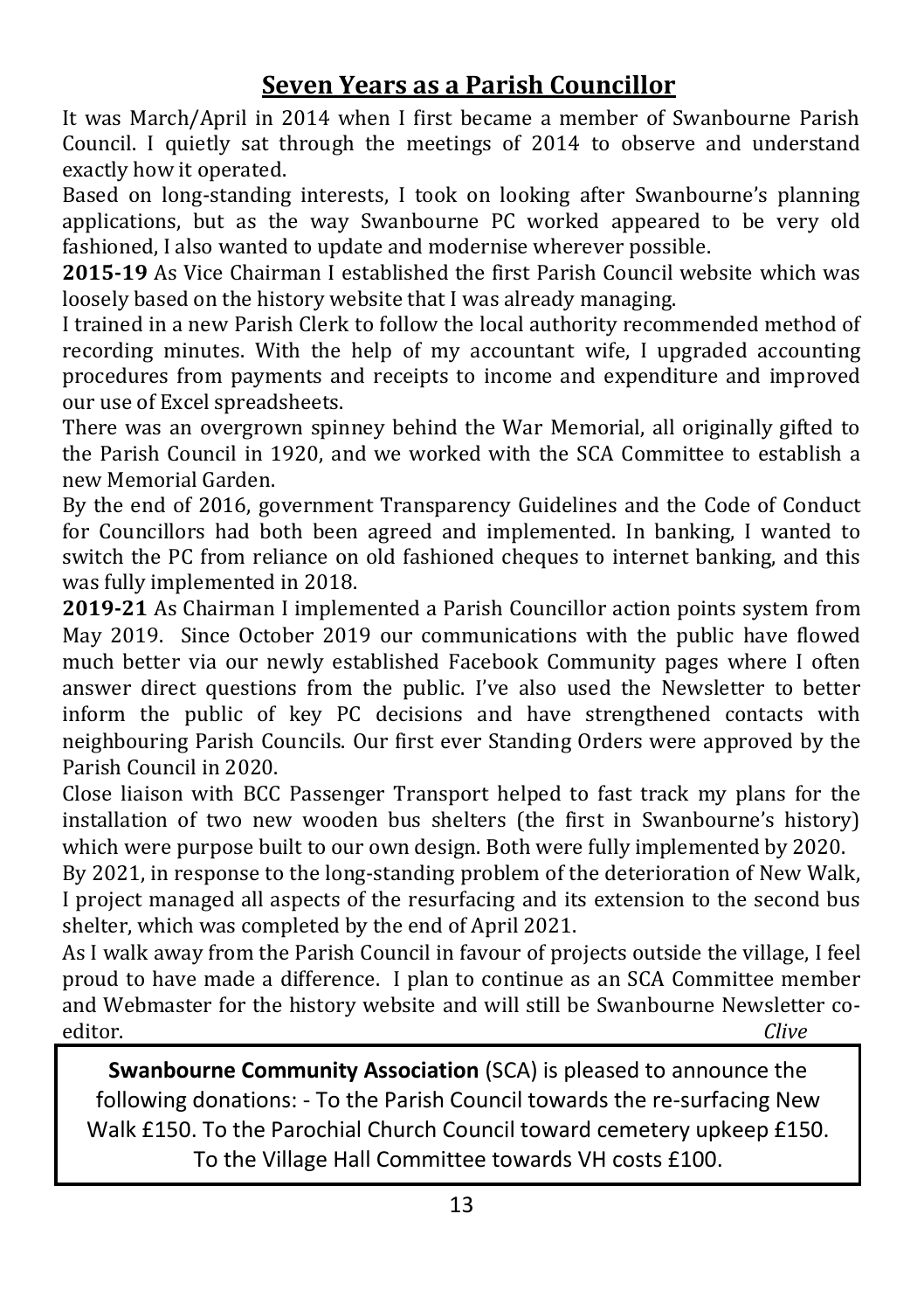## Seven Years as a Parish Councillor

It was March/April in 2014 when I first became a member of Swanbourne Parish Council. I quietly sat through the meetings of 2014 to observe and understand exactly how it operated.

Based on long-standing interests, I took on looking after Swanbourne's planning applications, but as the way Swanbourne PC worked appeared to be very old fashioned, I also wanted to update and modernise wherever possible.

**2015-19** As Vice Chairman I established the first Parish Council website which was loosely based on the history website that I was already managing.

I trained in a new Parish Clerk to follow the local authority recommended method of recording minutes. With the help of my accountant wife, I upgraded accounting procedures from payments and receipts to income and expenditure and improved our use of Excel spreadsheets.

There was an overgrown spinney behind the War Memorial, all originally gifted to the Parish Council in 1920, and we worked with the SCA Committee to establish a new Memorial Garden.

By the end of 2016, government Transparency Guidelines and the Code of Conduct for Councillors had both been agreed and implemented. In banking, I wanted to switch the PC from reliance on old fashioned cheques to internet banking, and this was fully implemented in 2018.

**2019-21** As Chairman I implemented a Parish Councillor action points system from May 2019. Since October 2019 our communications with the public have flowed much better via our newly established Facebook Community pages where I often answer direct questions from the public. I've also used the Newsletter to better inform the public of key PC decisions and have strengthened contacts with neighbouring Parish Councils. Our first ever Standing Orders were approved by the Parish Council in 2020.

Close liaison with BCC Passenger Transport helped to fast track my plans for the installation of two new wooden bus shelters (the first in Swanbourne's history) which were purpose built to our own design. Both were fully implemented by 2020.

By 2021, in response to the long-standing problem of the deterioration of New Walk, I project managed all aspects of the resurfacing and its extension to the second bus shelter, which was completed by the end of April 2021.

As I walk away from the Parish Council in favour of projects outside the village, I feel proud to have made a difference. I plan to continue as an SCA Committee member and Webmaster for the history website and will still be Swanbourne Newsletter co-editor.

*Clive*

**Swanbourne Community Association** (SCA) is pleased to announce the following donations: - To the Parish Council towards the re-surfacing New Walk £150. To the Parochial Church Council toward cemetery upkeep £150. To the Village Hall Committee towards VH costs £100.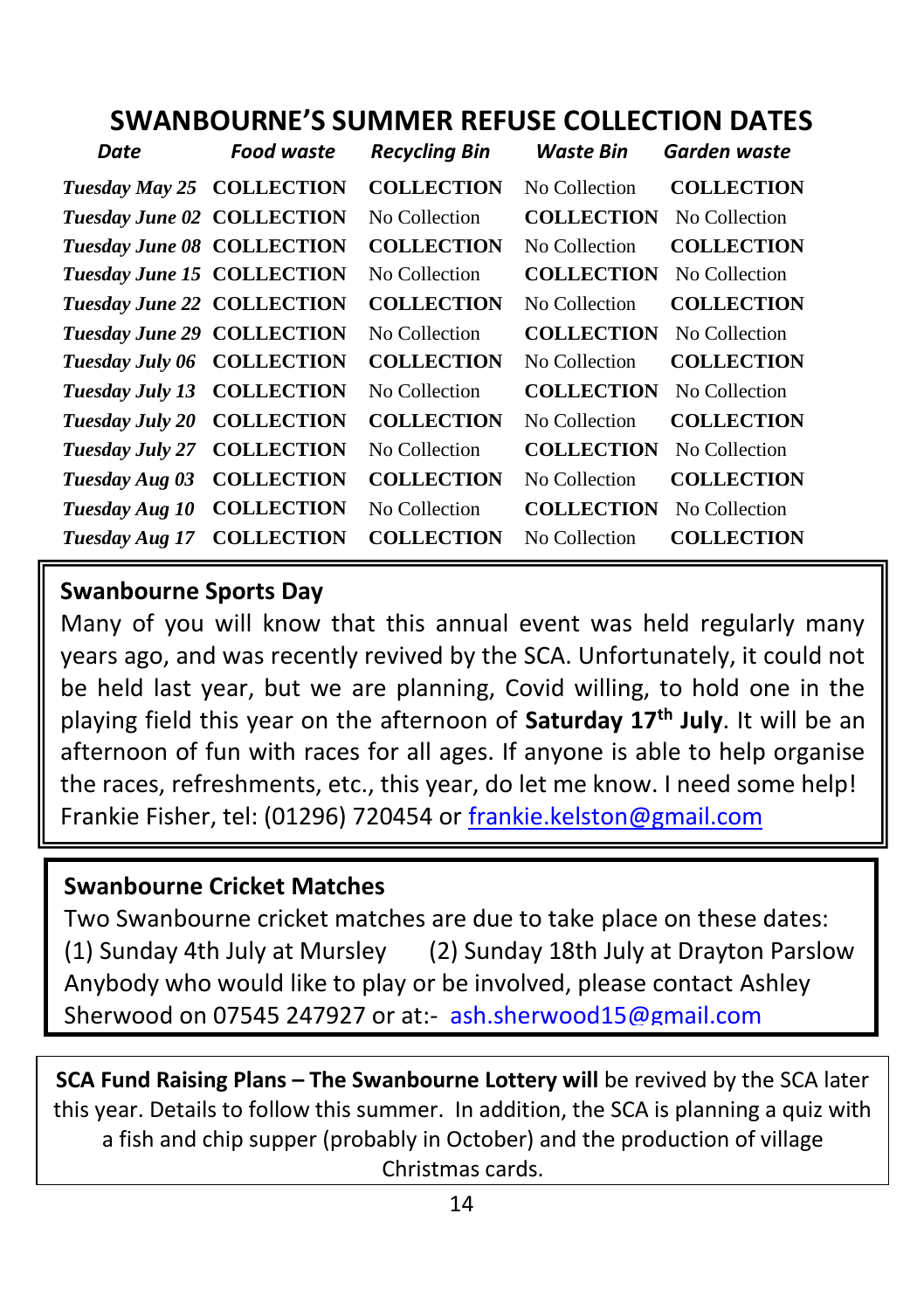# SWANBOURNE'S SUMMER REFUSE COLLECTION DATES

| *Date* | *Food waste* | *Recycling Bin* | *Waste Bin* | *Garden waste* |
|---|---|---|---|---|
| *Tuesday May 25* | **COLLECTION** | **COLLECTION** | No Collection | **COLLECTION** |
| *Tuesday June 02* | **COLLECTION** | No Collection | **COLLECTION** | No Collection |
| *Tuesday June 08* | **COLLECTION** | **COLLECTION** | No Collection | **COLLECTION** |
| *Tuesday June 15* | **COLLECTION** | No Collection | **COLLECTION** | No Collection |
| *Tuesday June 22* | **COLLECTION** | **COLLECTION** | No Collection | **COLLECTION** |
| *Tuesday June 29* | **COLLECTION** | No Collection | **COLLECTION** | No Collection |
| *Tuesday July 06* | **COLLECTION** | **COLLECTION** | No Collection | **COLLECTION** |
| *Tuesday July 13* | **COLLECTION** | No Collection | **COLLECTION** | No Collection |
| *Tuesday July 20* | **COLLECTION** | **COLLECTION** | No Collection | **COLLECTION** |
| *Tuesday July 27* | **COLLECTION** | No Collection | **COLLECTION** | No Collection |
| *Tuesday Aug 03* | **COLLECTION** | **COLLECTION** | No Collection | **COLLECTION** |
| *Tuesday Aug 10* | **COLLECTION** | No Collection | **COLLECTION** | No Collection |
| *Tuesday Aug 17* | **COLLECTION** | **COLLECTION** | No Collection | **COLLECTION** |

## Swanbourne Sports Day

Many of you will know that this annual event was held regularly many years ago, and was recently revived by the SCA. Unfortunately, it could not be held last year, but we are planning, Covid willing, to hold one in the playing field this year on the afternoon of **Saturday 17th July**. It will be an afternoon of fun with races for all ages. If anyone is able to help organise the races, refreshments, etc., this year, do let me know. I need some help! Frankie Fisher, tel: (01296) 720454 or frankie.kelston@gmail.com

## Swanbourne Cricket Matches

Two Swanbourne cricket matches are due to take place on these dates:
(1) Sunday 4th July at Mursley (2) Sunday 18th July at Drayton Parslow
Anybody who would like to play or be involved, please contact Ashley Sherwood on 07545 247927 or at:- ash.sherwood15@gmail.com

**SCA Fund Raising Plans – The Swanbourne Lottery will** be revived by the SCA later this year. Details to follow this summer. In addition, the SCA is planning a quiz with a fish and chip supper (probably in October) and the production of village Christmas cards.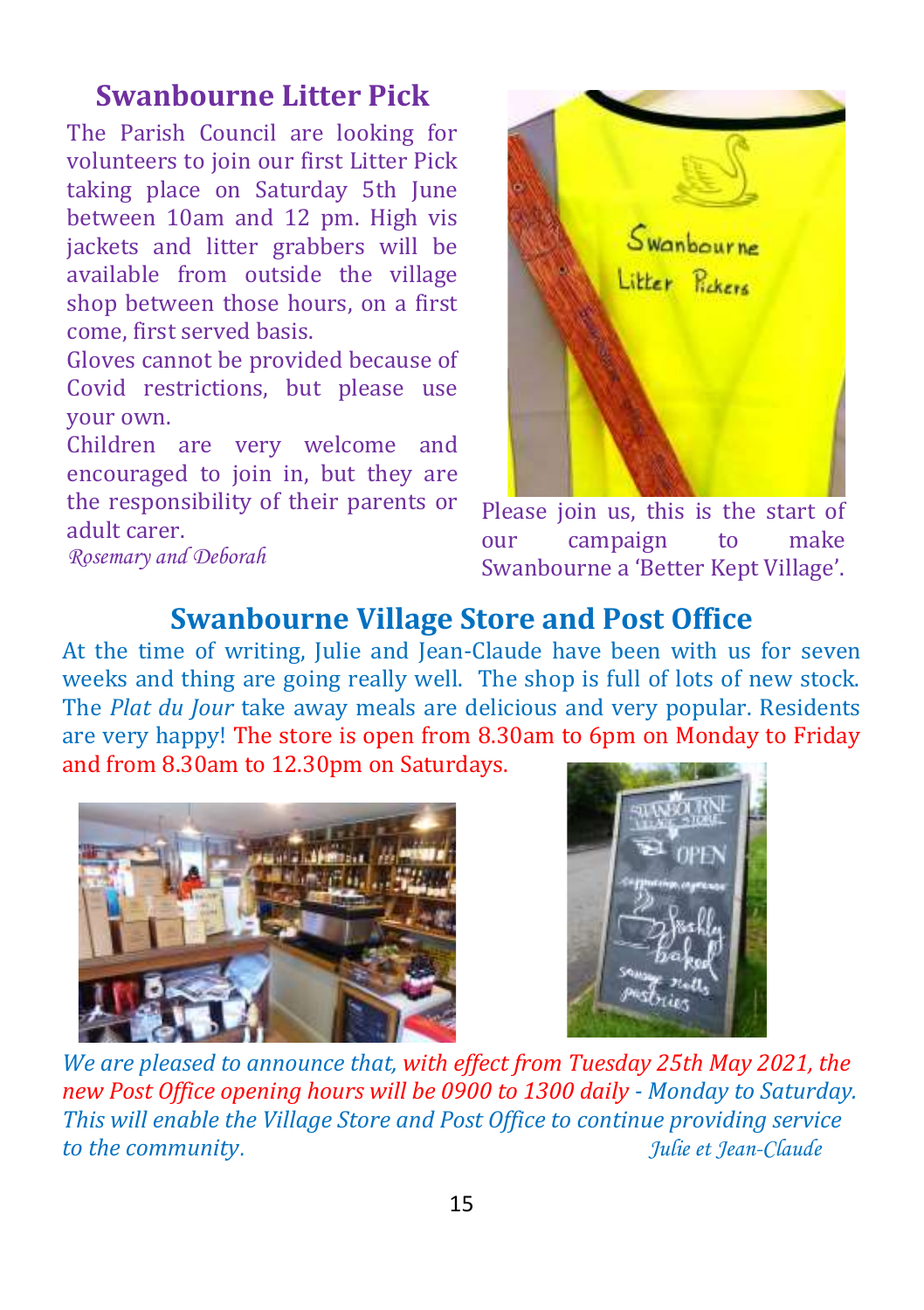## Swanbourne Litter Pick

The Parish Council are looking for volunteers to join our first Litter Pick taking place on Saturday 5th June between 10am and 12 pm. High vis jackets and litter grabbers will be available from outside the village shop between those hours, on a first come, first served basis.

Gloves cannot be provided because of Covid restrictions, but please use your own.

Children are very welcome and encouraged to join in, but they are the responsibility of their parents or adult carer.

*Rosemary and Deborah*

Please join us, this is the start of our campaign to make Swanbourne a 'Better Kept Village'.

## Swanbourne Village Store and Post Office

At the time of writing, Julie and Jean-Claude have been with us for seven weeks and thing are going really well. The shop is full of lots of new stock. The *Plat du Jour* take away meals are delicious and very popular. Residents are very happy! The store is open from 8.30am to 6pm on Monday to Friday and from 8.30am to 12.30pm on Saturdays.

*We are pleased to announce that, with effect from Tuesday 25th May 2021, the new Post Office opening hours will be 0900 to 1300 daily - Monday to Saturday. This will enable the Village Store and Post Office to continue providing service to the community.*

*Julie et Jean-Claude*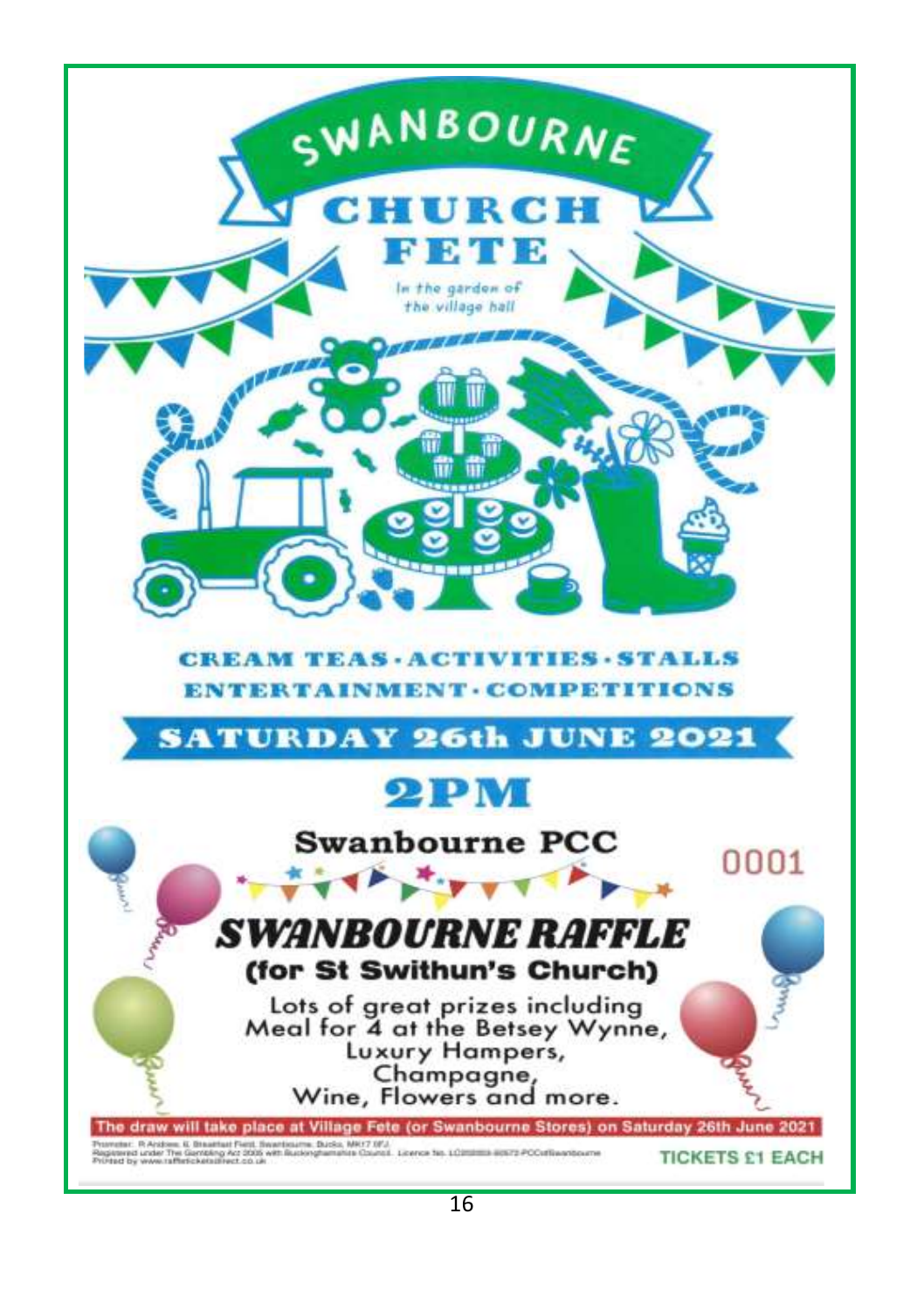# SWANBOURNE CHURCH FETE

In the garden of the village hall

CREAM TEAS · ACTIVITIES · STALLS
ENTERTAINMENT · COMPETITIONS

## SATURDAY 26th JUNE 2021

## 2PM

Swanbourne PCC

0001

## SWANBOURNE RAFFLE

**(for St Swithun's Church)**

Lots of great prizes including
Meal for 4 at the Betsey Wynne,
Luxury Hampers,
Champagne,
Wine, Flowers and more.

**The draw will take place at Village Fete (or Swanbourne Stores) on Saturday 26th June 2021**

Promoter: R Andrew, 6 Breakfast Field, Swanbourne, Bucks, MK17 0FJ.
Registered under The Gambling Act 2005 with Buckinghamshire Council. Licence No. LC0000-00572-PCCofSwanbourne
Printed by www.raffleticketsdirect.co.uk

**TICKETS £1 EACH**